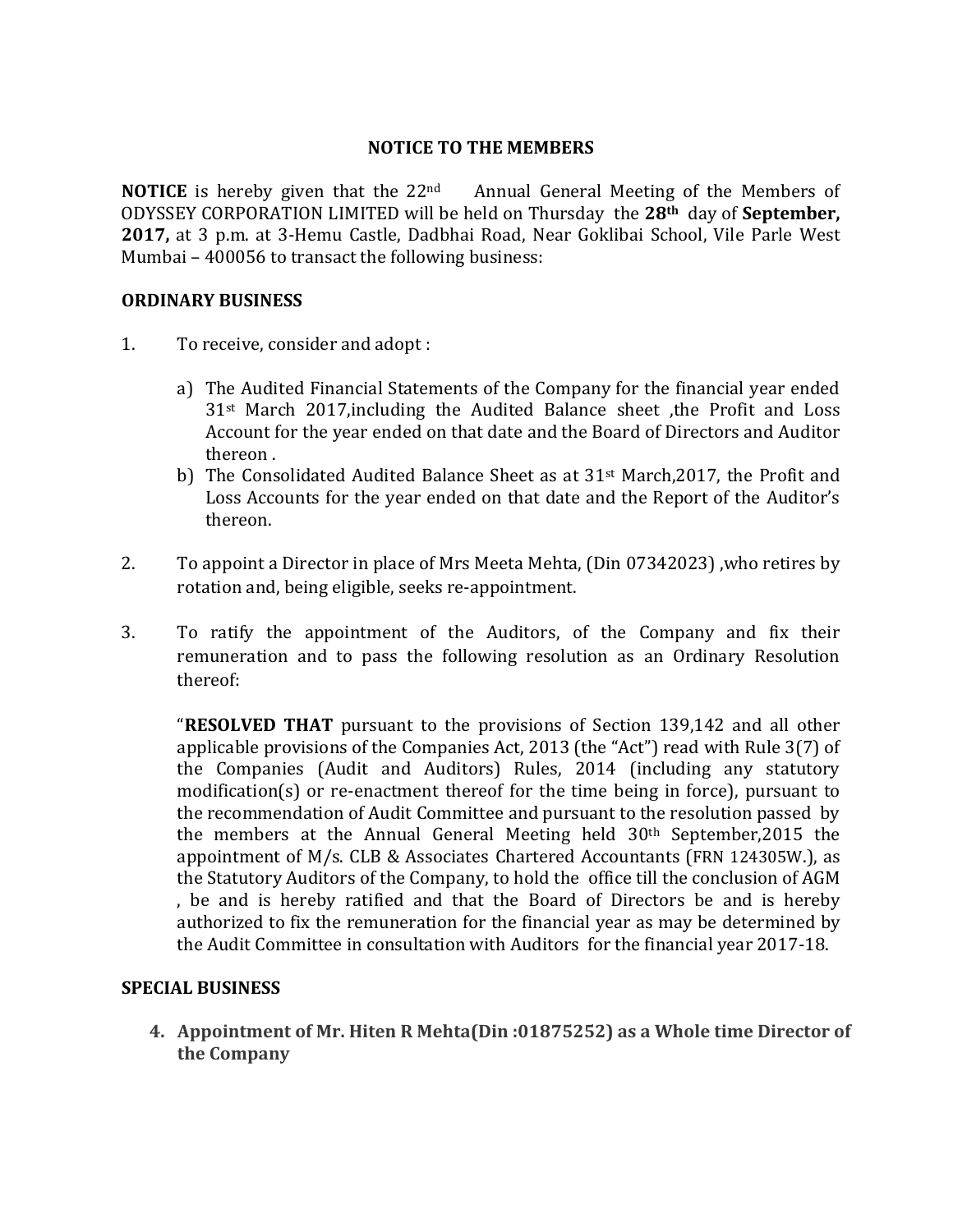# NOTICE TO THE MEMBERS

**NOTICE** is hereby given that the 22nd Annual General Meeting of the Members of ODYSSEY CORPORATION LIMITED will be held on Thursday the **28th** day of **September, 2017,** at 3 p.m. at 3-Hemu Castle, Dadbhai Road, Near Goklibai School, Vile Parle West Mumbai – 400056 to transact the following business:

## ORDINARY BUSINESS

1. To receive, consider and adopt :

   a) The Audited Financial Statements of the Company for the financial year ended 31st March 2017,including the Audited Balance sheet ,the Profit and Loss Account for the year ended on that date and the Board of Directors and Auditor thereon .

   b) The Consolidated Audited Balance Sheet as at 31st March,2017, the Profit and Loss Accounts for the year ended on that date and the Report of the Auditor's thereon.

2. To appoint a Director in place of Mrs Meeta Mehta, (Din 07342023) ,who retires by rotation and, being eligible, seeks re-appointment.

3. To ratify the appointment of the Auditors, of the Company and fix their remuneration and to pass the following resolution as an Ordinary Resolution thereof:

   "**RESOLVED THAT** pursuant to the provisions of Section 139,142 and all other applicable provisions of the Companies Act, 2013 (the "Act") read with Rule 3(7) of the Companies (Audit and Auditors) Rules, 2014 (including any statutory modification(s) or re-enactment thereof for the time being in force), pursuant to the recommendation of Audit Committee and pursuant to the resolution passed by the members at the Annual General Meeting held 30th September,2015 the appointment of M/s. CLB & Associates Chartered Accountants (FRN 124305W.), as the Statutory Auditors of the Company, to hold the office till the conclusion of AGM , be and is hereby ratified and that the Board of Directors be and is hereby authorized to fix the remuneration for the financial year as may be determined by the Audit Committee in consultation with Auditors for the financial year 2017-18.

## SPECIAL BUSINESS

4. **Appointment of Mr. Hiten R Mehta(Din :01875252) as a Whole time Director of the Company**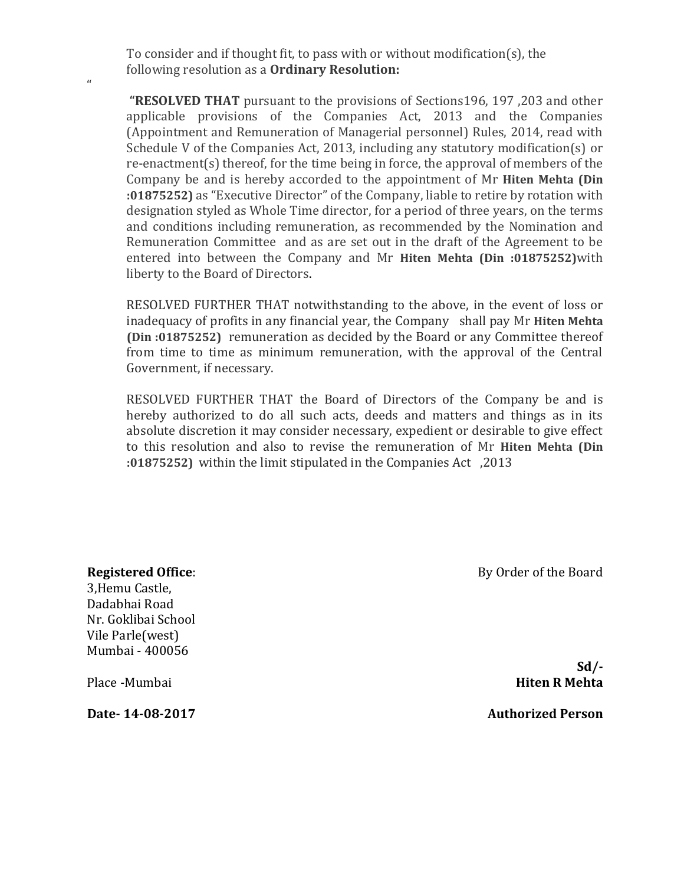To consider and if thought fit, to pass with or without modification(s), the following resolution as a **Ordinary Resolution:**

"

**"RESOLVED THAT** pursuant to the provisions of Sections196, 197 ,203 and other applicable provisions of the Companies Act, 2013 and the Companies (Appointment and Remuneration of Managerial personnel) Rules, 2014, read with Schedule V of the Companies Act, 2013, including any statutory modification(s) or re-enactment(s) thereof, for the time being in force, the approval of members of the Company be and is hereby accorded to the appointment of Mr **Hiten Mehta (Din :01875252)** as "Executive Director" of the Company, liable to retire by rotation with designation styled as Whole Time director, for a period of three years, on the terms and conditions including remuneration, as recommended by the Nomination and Remuneration Committee and as are set out in the draft of the Agreement to be entered into between the Company and Mr **Hiten Mehta (Din :01875252)**with liberty to the Board of Directors.

RESOLVED FURTHER THAT notwithstanding to the above, in the event of loss or inadequacy of profits in any financial year, the Company shall pay Mr **Hiten Mehta (Din :01875252)** remuneration as decided by the Board or any Committee thereof from time to time as minimum remuneration, with the approval of the Central Government, if necessary.

RESOLVED FURTHER THAT the Board of Directors of the Company be and is hereby authorized to do all such acts, deeds and matters and things as in its absolute discretion it may consider necessary, expedient or desirable to give effect to this resolution and also to revise the remuneration of Mr **Hiten Mehta (Din :01875252)** within the limit stipulated in the Companies Act ,2013

**Registered Office**:
3,Hemu Castle,
Dadabhai Road
Nr. Goklibai School
Vile Parle(west)
Mumbai - 400056

Place -Mumbai

**Date- 14-08-2017**

By Order of the Board

**Sd/-**
**Hiten R Mehta**
**Authorized Person**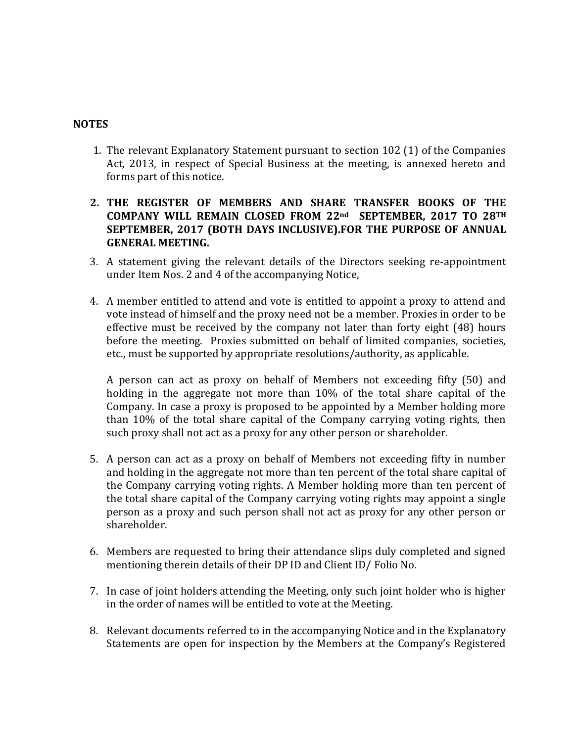**NOTES**

1. The relevant Explanatory Statement pursuant to section 102 (1) of the Companies Act, 2013, in respect of Special Business at the meeting, is annexed hereto and forms part of this notice.

2. **THE REGISTER OF MEMBERS AND SHARE TRANSFER BOOKS OF THE COMPANY WILL REMAIN CLOSED FROM 22nd SEPTEMBER, 2017 TO 28TH SEPTEMBER, 2017 (BOTH DAYS INCLUSIVE).FOR THE PURPOSE OF ANNUAL GENERAL MEETING.**

3. A statement giving the relevant details of the Directors seeking re-appointment under Item Nos. 2 and 4 of the accompanying Notice,

4. A member entitled to attend and vote is entitled to appoint a proxy to attend and vote instead of himself and the proxy need not be a member. Proxies in order to be effective must be received by the company not later than forty eight (48) hours before the meeting. Proxies submitted on behalf of limited companies, societies, etc., must be supported by appropriate resolutions/authority, as applicable.

   A person can act as proxy on behalf of Members not exceeding fifty (50) and holding in the aggregate not more than 10% of the total share capital of the Company. In case a proxy is proposed to be appointed by a Member holding more than 10% of the total share capital of the Company carrying voting rights, then such proxy shall not act as a proxy for any other person or shareholder.

5. A person can act as a proxy on behalf of Members not exceeding fifty in number and holding in the aggregate not more than ten percent of the total share capital of the Company carrying voting rights. A Member holding more than ten percent of the total share capital of the Company carrying voting rights may appoint a single person as a proxy and such person shall not act as proxy for any other person or shareholder.

6. Members are requested to bring their attendance slips duly completed and signed mentioning therein details of their DP ID and Client ID/ Folio No.

7. In case of joint holders attending the Meeting, only such joint holder who is higher in the order of names will be entitled to vote at the Meeting.

8. Relevant documents referred to in the accompanying Notice and in the Explanatory Statements are open for inspection by the Members at the Company's Registered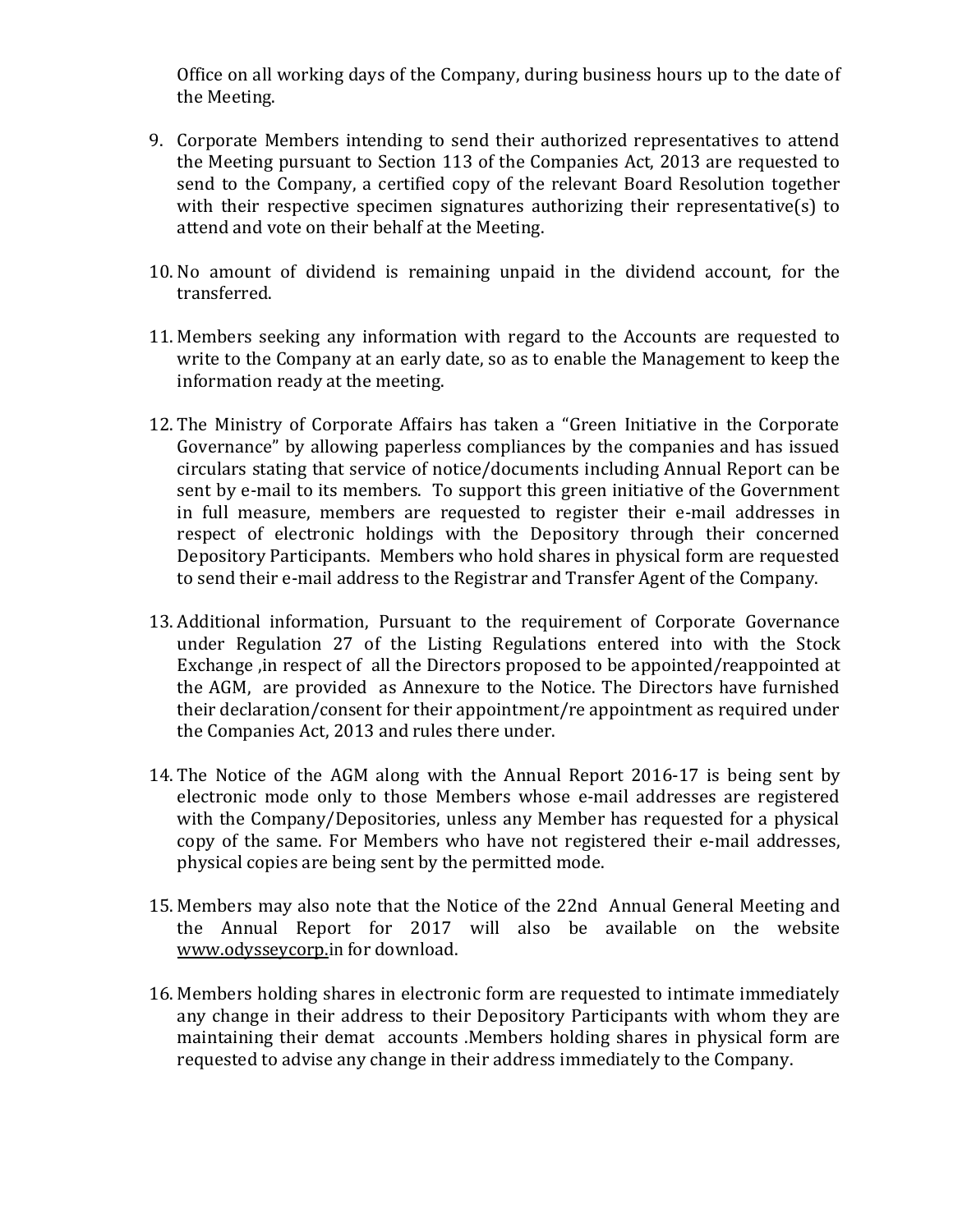Office on all working days of the Company, during business hours up to the date of the Meeting.

9. Corporate Members intending to send their authorized representatives to attend the Meeting pursuant to Section 113 of the Companies Act, 2013 are requested to send to the Company, a certified copy of the relevant Board Resolution together with their respective specimen signatures authorizing their representative(s) to attend and vote on their behalf at the Meeting.

10. No amount of dividend is remaining unpaid in the dividend account, for the transferred.

11. Members seeking any information with regard to the Accounts are requested to write to the Company at an early date, so as to enable the Management to keep the information ready at the meeting.

12. The Ministry of Corporate Affairs has taken a "Green Initiative in the Corporate Governance" by allowing paperless compliances by the companies and has issued circulars stating that service of notice/documents including Annual Report can be sent by e-mail to its members. To support this green initiative of the Government in full measure, members are requested to register their e-mail addresses in respect of electronic holdings with the Depository through their concerned Depository Participants. Members who hold shares in physical form are requested to send their e-mail address to the Registrar and Transfer Agent of the Company.

13. Additional information, Pursuant to the requirement of Corporate Governance under Regulation 27 of the Listing Regulations entered into with the Stock Exchange ,in respect of all the Directors proposed to be appointed/reappointed at the AGM, are provided as Annexure to the Notice. The Directors have furnished their declaration/consent for their appointment/re appointment as required under the Companies Act, 2013 and rules there under.

14. The Notice of the AGM along with the Annual Report 2016-17 is being sent by electronic mode only to those Members whose e-mail addresses are registered with the Company/Depositories, unless any Member has requested for a physical copy of the same. For Members who have not registered their e-mail addresses, physical copies are being sent by the permitted mode.

15. Members may also note that the Notice of the 22nd Annual General Meeting and the Annual Report for 2017 will also be available on the website www.odysseycorp.in for download.

16. Members holding shares in electronic form are requested to intimate immediately any change in their address to their Depository Participants with whom they are maintaining their demat accounts .Members holding shares in physical form are requested to advise any change in their address immediately to the Company.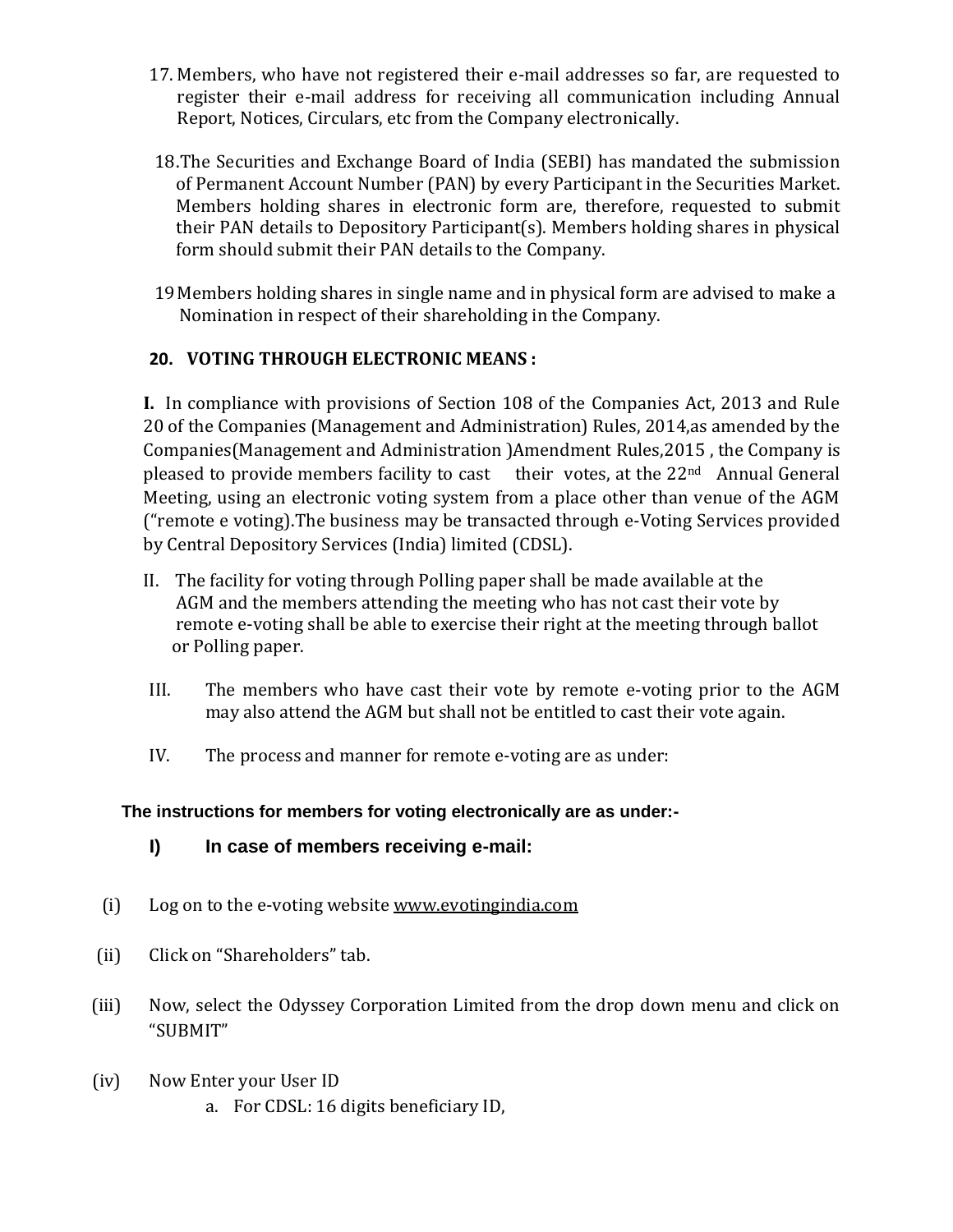17. Members, who have not registered their e-mail addresses so far, are requested to register their e-mail address for receiving all communication including Annual Report, Notices, Circulars, etc from the Company electronically.

18. The Securities and Exchange Board of India (SEBI) has mandated the submission of Permanent Account Number (PAN) by every Participant in the Securities Market. Members holding shares in electronic form are, therefore, requested to submit their PAN details to Depository Participant(s). Members holding shares in physical form should submit their PAN details to the Company.

19 Members holding shares in single name and in physical form are advised to make a Nomination in respect of their shareholding in the Company.

**20. VOTING THROUGH ELECTRONIC MEANS :**

**I.** In compliance with provisions of Section 108 of the Companies Act, 2013 and Rule 20 of the Companies (Management and Administration) Rules, 2014,as amended by the Companies(Management and Administration )Amendment Rules,2015 , the Company is pleased to provide members facility to cast their votes, at the 22nd Annual General Meeting, using an electronic voting system from a place other than venue of the AGM ("remote e voting).The business may be transacted through e-Voting Services provided by Central Depository Services (India) limited (CDSL).

II. The facility for voting through Polling paper shall be made available at the AGM and the members attending the meeting who has not cast their vote by remote e-voting shall be able to exercise their right at the meeting through ballot or Polling paper.

III. The members who have cast their vote by remote e-voting prior to the AGM may also attend the AGM but shall not be entitled to cast their vote again.

IV. The process and manner for remote e-voting are as under:

**The instructions for members for voting electronically are as under:-**

**I) In case of members receiving e-mail:**

(i) Log on to the e-voting website www.evotingindia.com

(ii) Click on "Shareholders" tab.

(iii) Now, select the Odyssey Corporation Limited from the drop down menu and click on "SUBMIT"

(iv) Now Enter your User ID

a. For CDSL: 16 digits beneficiary ID,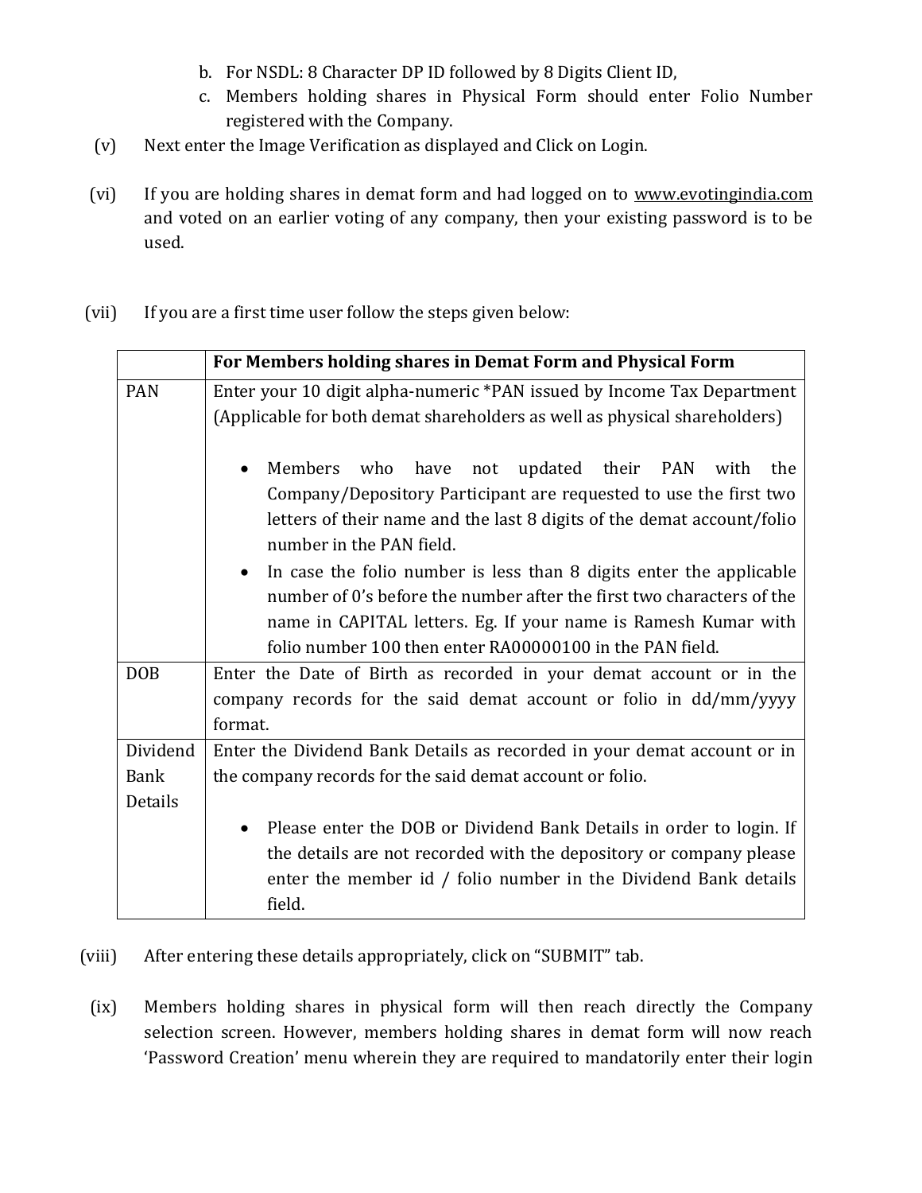b. For NSDL: 8 Character DP ID followed by 8 Digits Client ID,
c. Members holding shares in Physical Form should enter Folio Number registered with the Company.

(v) Next enter the Image Verification as displayed and Click on Login.

(vi) If you are holding shares in demat form and had logged on to www.evotingindia.com and voted on an earlier voting of any company, then your existing password is to be used.

(vii) If you are a first time user follow the steps given below:

| | For Members holding shares in Demat Form and Physical Form |
|---|---|
| PAN | Enter your 10 digit alpha-numeric *PAN issued by Income Tax Department (Applicable for both demat shareholders as well as physical shareholders)<br><br>• Members who have not updated their PAN with the Company/Depository Participant are requested to use the first two letters of their name and the last 8 digits of the demat account/folio number in the PAN field.<br>• In case the folio number is less than 8 digits enter the applicable number of 0's before the number after the first two characters of the name in CAPITAL letters. Eg. If your name is Ramesh Kumar with folio number 100 then enter RA00000100 in the PAN field. |
| DOB | Enter the Date of Birth as recorded in your demat account or in the company records for the said demat account or folio in dd/mm/yyyy format. |
| Dividend Bank Details | Enter the Dividend Bank Details as recorded in your demat account or in the company records for the said demat account or folio.<br><br>• Please enter the DOB or Dividend Bank Details in order to login. If the details are not recorded with the depository or company please enter the member id / folio number in the Dividend Bank details field. |

(viii) After entering these details appropriately, click on "SUBMIT" tab.

(ix) Members holding shares in physical form will then reach directly the Company selection screen. However, members holding shares in demat form will now reach 'Password Creation' menu wherein they are required to mandatorily enter their login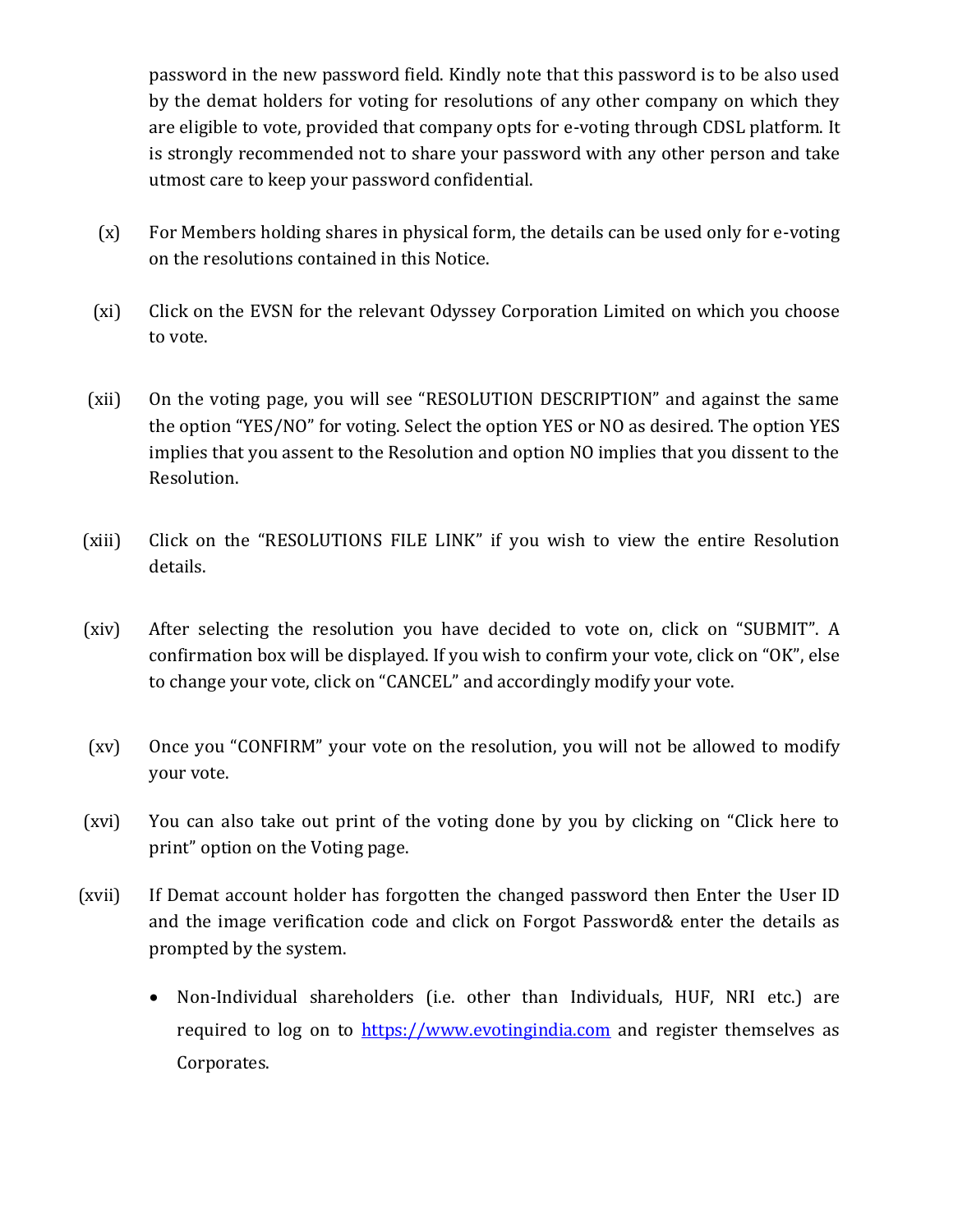password in the new password field. Kindly note that this password is to be also used by the demat holders for voting for resolutions of any other company on which they are eligible to vote, provided that company opts for e-voting through CDSL platform. It is strongly recommended not to share your password with any other person and take utmost care to keep your password confidential.

(x) For Members holding shares in physical form, the details can be used only for e-voting on the resolutions contained in this Notice.

(xi) Click on the EVSN for the relevant Odyssey Corporation Limited on which you choose to vote.

(xii) On the voting page, you will see "RESOLUTION DESCRIPTION" and against the same the option "YES/NO" for voting. Select the option YES or NO as desired. The option YES implies that you assent to the Resolution and option NO implies that you dissent to the Resolution.

(xiii) Click on the "RESOLUTIONS FILE LINK" if you wish to view the entire Resolution details.

(xiv) After selecting the resolution you have decided to vote on, click on "SUBMIT". A confirmation box will be displayed. If you wish to confirm your vote, click on "OK", else to change your vote, click on "CANCEL" and accordingly modify your vote.

(xv) Once you "CONFIRM" your vote on the resolution, you will not be allowed to modify your vote.

(xvi) You can also take out print of the voting done by you by clicking on "Click here to print" option on the Voting page.

(xvii) If Demat account holder has forgotten the changed password then Enter the User ID and the image verification code and click on Forgot Password& enter the details as prompted by the system.

- Non-Individual shareholders (i.e. other than Individuals, HUF, NRI etc.) are required to log on to https://www.evotingindia.com and register themselves as Corporates.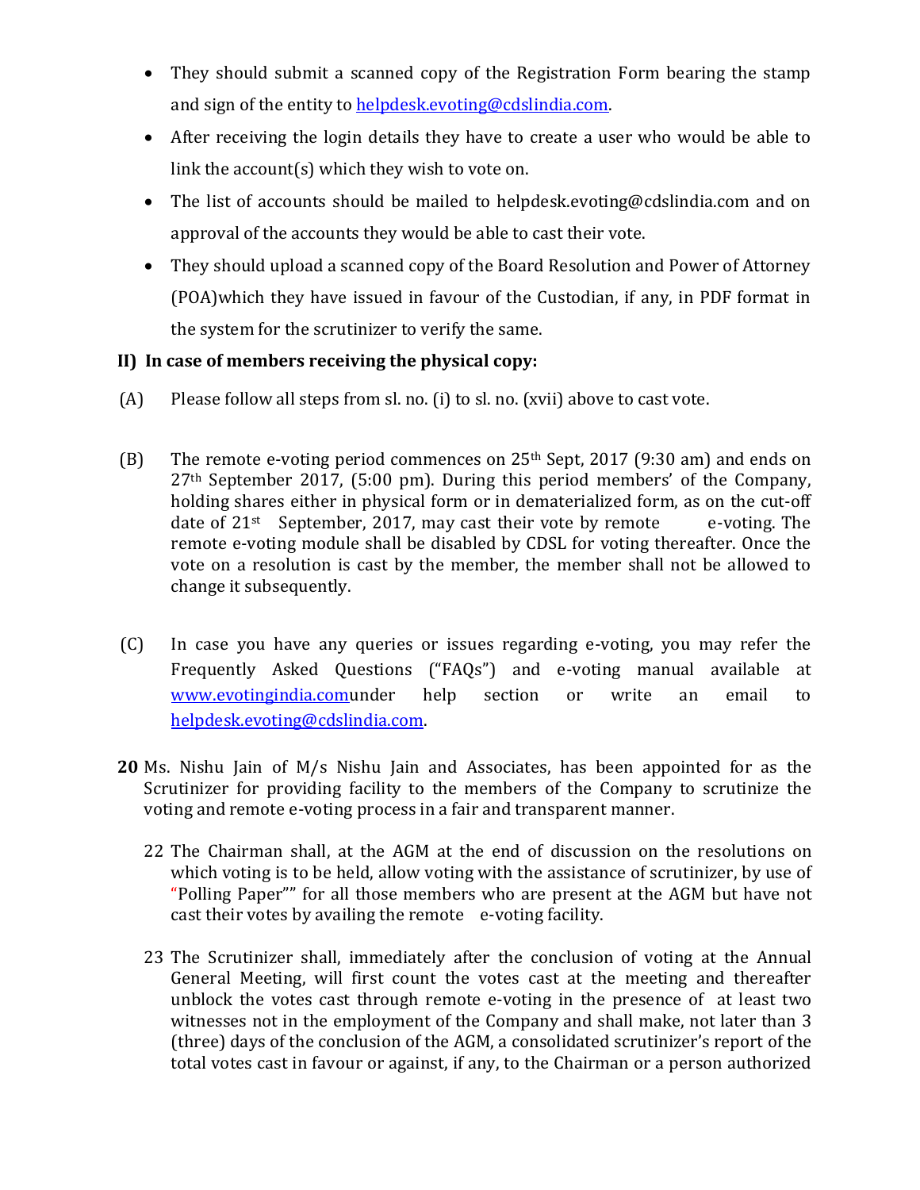- They should submit a scanned copy of the Registration Form bearing the stamp and sign of the entity to helpdesk.evoting@cdslindia.com.
- After receiving the login details they have to create a user who would be able to link the account(s) which they wish to vote on.
- The list of accounts should be mailed to helpdesk.evoting@cdslindia.com and on approval of the accounts they would be able to cast their vote.
- They should upload a scanned copy of the Board Resolution and Power of Attorney (POA)which they have issued in favour of the Custodian, if any, in PDF format in the system for the scrutinizer to verify the same.

**II) In case of members receiving the physical copy:**

(A) Please follow all steps from sl. no. (i) to sl. no. (xvii) above to cast vote.

(B) The remote e-voting period commences on 25th Sept, 2017 (9:30 am) and ends on 27th September 2017, (5:00 pm). During this period members' of the Company, holding shares either in physical form or in dematerialized form, as on the cut-off date of 21st September, 2017, may cast their vote by remote e-voting. The remote e-voting module shall be disabled by CDSL for voting thereafter. Once the vote on a resolution is cast by the member, the member shall not be allowed to change it subsequently.

(C) In case you have any queries or issues regarding e-voting, you may refer the Frequently Asked Questions ("FAQs") and e-voting manual available at www.evotingindia.comunder help section or write an email to helpdesk.evoting@cdslindia.com.

**20** Ms. Nishu Jain of M/s Nishu Jain and Associates, has been appointed for as the Scrutinizer for providing facility to the members of the Company to scrutinize the voting and remote e-voting process in a fair and transparent manner.

22 The Chairman shall, at the AGM at the end of discussion on the resolutions on which voting is to be held, allow voting with the assistance of scrutinizer, by use of "Polling Paper"" for all those members who are present at the AGM but have not cast their votes by availing the remote e-voting facility.

23 The Scrutinizer shall, immediately after the conclusion of voting at the Annual General Meeting, will first count the votes cast at the meeting and thereafter unblock the votes cast through remote e-voting in the presence of at least two witnesses not in the employment of the Company and shall make, not later than 3 (three) days of the conclusion of the AGM, a consolidated scrutinizer's report of the total votes cast in favour or against, if any, to the Chairman or a person authorized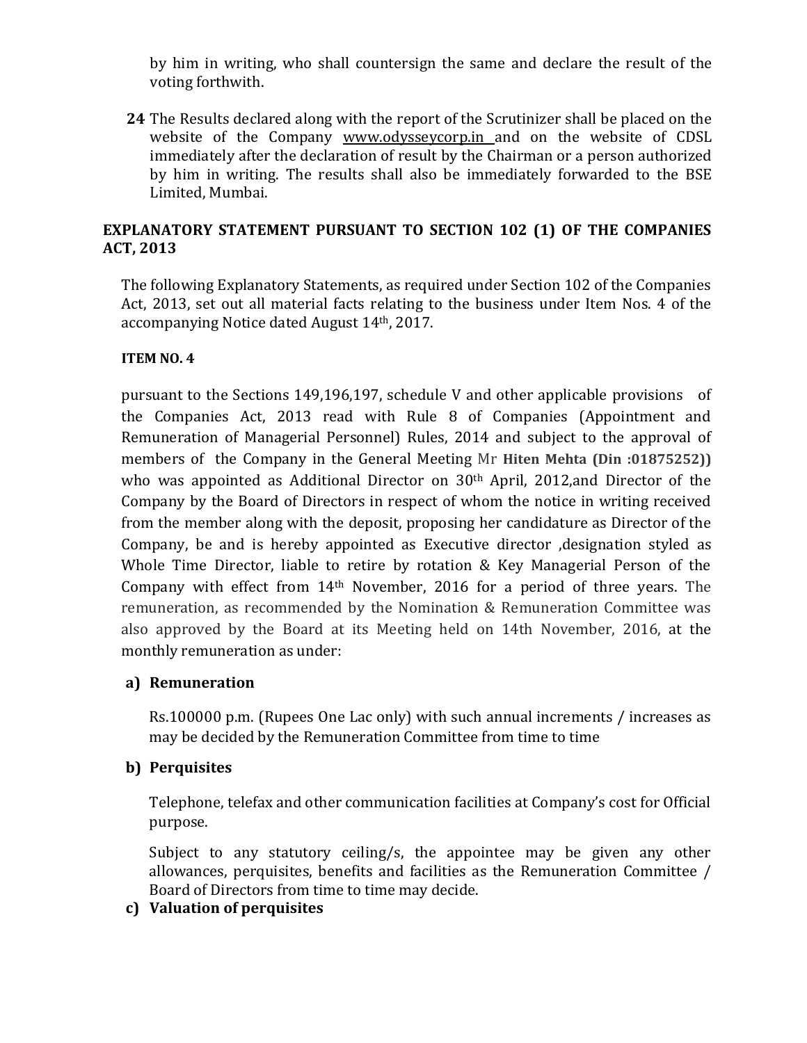by him in writing, who shall countersign the same and declare the result of the voting forthwith.

**24** The Results declared along with the report of the Scrutinizer shall be placed on the website of the Company www.odysseycorp.in and on the website of CDSL immediately after the declaration of result by the Chairman or a person authorized by him in writing. The results shall also be immediately forwarded to the BSE Limited, Mumbai.

## EXPLANATORY STATEMENT PURSUANT TO SECTION 102 (1) OF THE COMPANIES ACT, 2013

The following Explanatory Statements, as required under Section 102 of the Companies Act, 2013, set out all material facts relating to the business under Item Nos. 4 of the accompanying Notice dated August 14th, 2017.

### ITEM NO. 4

pursuant to the Sections 149,196,197, schedule V and other applicable provisions of the Companies Act, 2013 read with Rule 8 of Companies (Appointment and Remuneration of Managerial Personnel) Rules, 2014 and subject to the approval of members of the Company in the General Meeting Mr **Hiten Mehta (Din :01875252))** who was appointed as Additional Director on 30th April, 2012,and Director of the Company by the Board of Directors in respect of whom the notice in writing received from the member along with the deposit, proposing her candidature as Director of the Company, be and is hereby appointed as Executive director ,designation styled as Whole Time Director, liable to retire by rotation & Key Managerial Person of the Company with effect from 14th November, 2016 for a period of three years. The remuneration, as recommended by the Nomination & Remuneration Committee was also approved by the Board at its Meeting held on 14th November, 2016, at the monthly remuneration as under:

**a) Remuneration**

Rs.100000 p.m. (Rupees One Lac only) with such annual increments / increases as may be decided by the Remuneration Committee from time to time

**b) Perquisites**

Telephone, telefax and other communication facilities at Company's cost for Official purpose.

Subject to any statutory ceiling/s, the appointee may be given any other allowances, perquisites, benefits and facilities as the Remuneration Committee / Board of Directors from time to time may decide.

**c) Valuation of perquisites**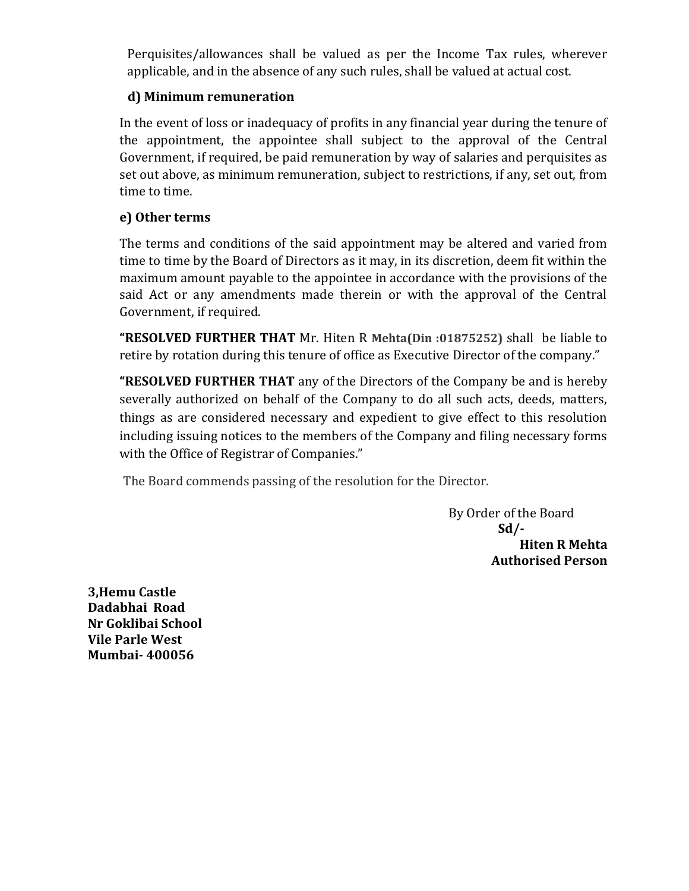Perquisites/allowances shall be valued as per the Income Tax rules, wherever applicable, and in the absence of any such rules, shall be valued at actual cost.

**d) Minimum remuneration**

In the event of loss or inadequacy of profits in any financial year during the tenure of the appointment, the appointee shall subject to the approval of the Central Government, if required, be paid remuneration by way of salaries and perquisites as set out above, as minimum remuneration, subject to restrictions, if any, set out, from time to time.

**e) Other terms**

The terms and conditions of the said appointment may be altered and varied from time to time by the Board of Directors as it may, in its discretion, deem fit within the maximum amount payable to the appointee in accordance with the provisions of the said Act or any amendments made therein or with the approval of the Central Government, if required.

**"RESOLVED FURTHER THAT** Mr. Hiten R **Mehta(Din :01875252)** shall be liable to retire by rotation during this tenure of office as Executive Director of the company."

**"RESOLVED FURTHER THAT** any of the Directors of the Company be and is hereby severally authorized on behalf of the Company to do all such acts, deeds, matters, things as are considered necessary and expedient to give effect to this resolution including issuing notices to the members of the Company and filing necessary forms with the Office of Registrar of Companies."

The Board commends passing of the resolution for the Director.

By Order of the Board
**Sd/-**
**Hiten R Mehta**
**Authorised Person**

**3,Hemu Castle**
**Dadabhai Road**
**Nr Goklibai School**
**Vile Parle West**
**Mumbai- 400056**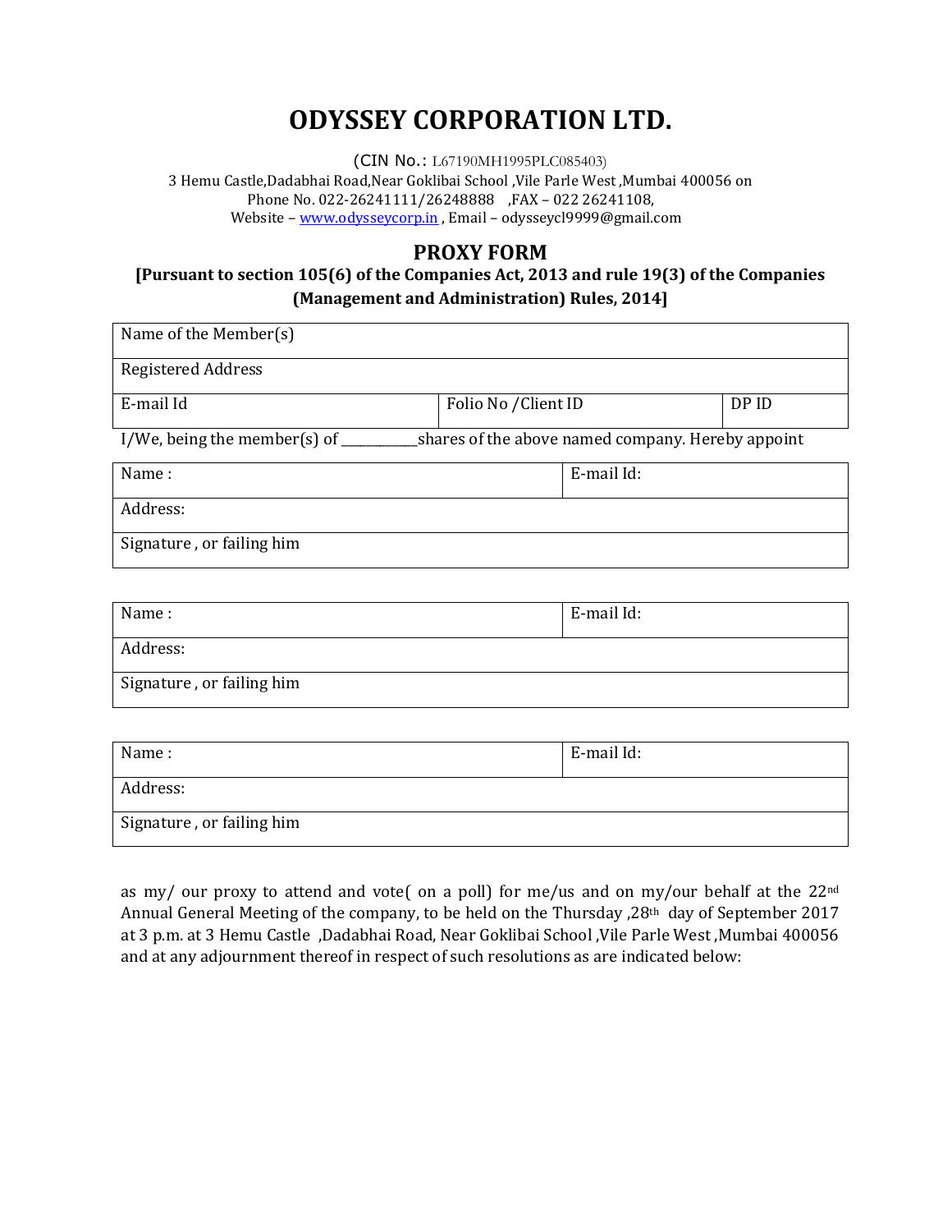# ODYSSEY CORPORATION LTD.

(CIN No.: L67190MH1995PLC085403)
3 Hemu Castle,Dadabhai Road,Near Goklibai School ,Vile Parle West ,Mumbai 400056 on
Phone No. 022-26241111/26248888 ,FAX – 022 26241108,
Website – www.odysseycorp.in , Email – odysseycl9999@gmail.com

## PROXY FORM

**[Pursuant to section 105(6) of the Companies Act, 2013 and rule 19(3) of the Companies (Management and Administration) Rules, 2014]**

| Name of the Member(s) | | |
|---|---|---|
| Registered Address | | |
| E-mail Id | Folio No /Client ID | DP ID |

I/We, being the member(s) of ___________shares of the above named company. Hereby appoint

| Name : | E-mail Id: |
|---|---|
| Address: | |
| Signature , or failing him | |

| Name : | E-mail Id: |
|---|---|
| Address: | |
| Signature , or failing him | |

| Name : | E-mail Id: |
|---|---|
| Address: | |
| Signature , or failing him | |

as my/ our proxy to attend and vote( on a poll) for me/us and on my/our behalf at the 22nd Annual General Meeting of the company, to be held on the Thursday ,28th day of September 2017 at 3 p.m. at 3 Hemu Castle ,Dadabhai Road, Near Goklibai School ,Vile Parle West ,Mumbai 400056 and at any adjournment thereof in respect of such resolutions as are indicated below: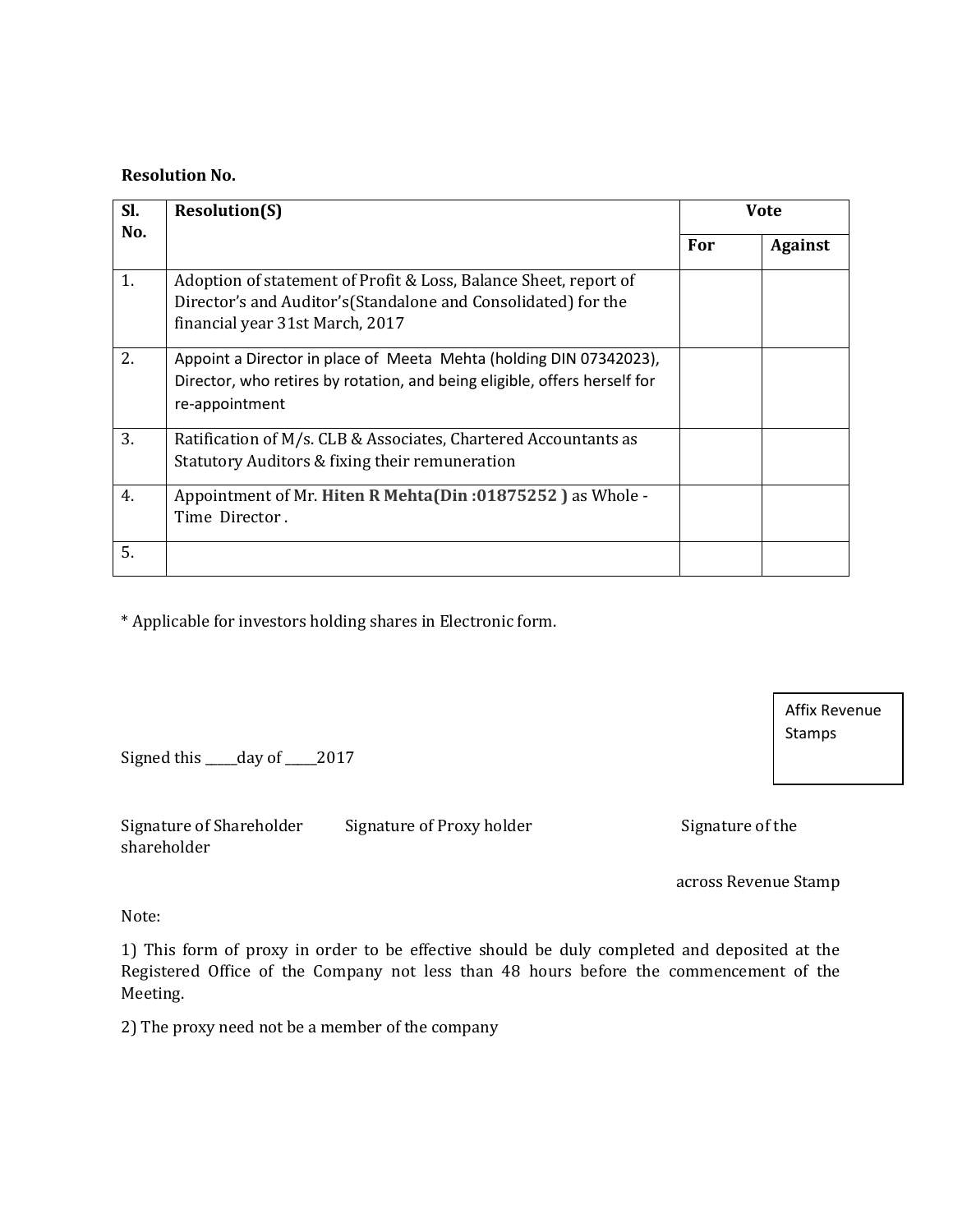**Resolution No.**

| Sl. No. | Resolution(S) | Vote | |
|---|---|---|---|
| | | **For** | **Against** |
| 1. | Adoption of statement of Profit & Loss, Balance Sheet, report of Director's and Auditor's(Standalone and Consolidated) for the financial year 31st March, 2017 | | |
| 2. | Appoint a Director in place of Meeta Mehta (holding DIN 07342023), Director, who retires by rotation, and being eligible, offers herself for re-appointment | | |
| 3. | Ratification of M/s. CLB & Associates, Chartered Accountants as Statutory Auditors & fixing their remuneration | | |
| 4. | Appointment of Mr. **Hiten R Mehta(Din :01875252 )** as Whole - Time Director . | | |
| 5. | | | |

* Applicable for investors holding shares in Electronic form.

Affix Revenue Stamps

Signed this _____day of _____2017

Signature of Shareholder shareholder    Signature of Proxy holder    Signature of the

across Revenue Stamp

Note:

1) This form of proxy in order to be effective should be duly completed and deposited at the Registered Office of the Company not less than 48 hours before the commencement of the Meeting.

2) The proxy need not be a member of the company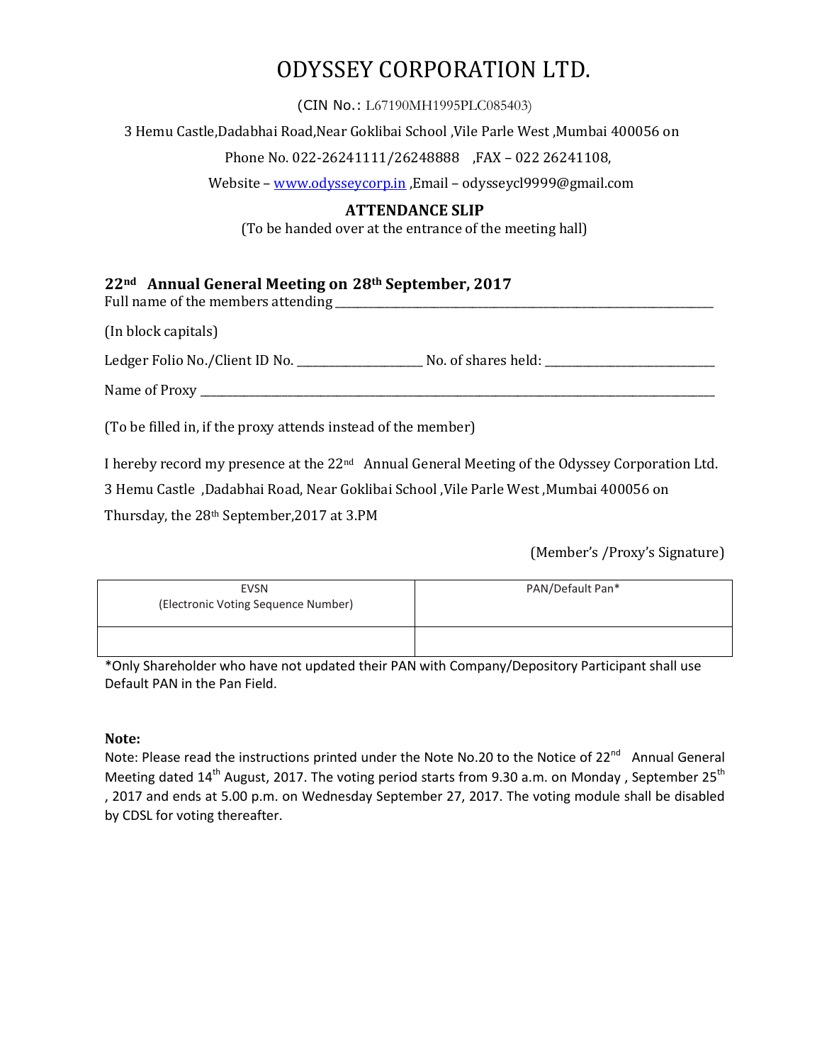# ODYSSEY CORPORATION LTD.

(CIN No.: L67190MH1995PLC085403)

3 Hemu Castle,Dadabhai Road,Near Goklibai School ,Vile Parle West ,Mumbai 400056 on

Phone No. 022-26241111/26248888 ,FAX – 022 26241108,

Website – www.odysseycorp.in ,Email – odysseycl9999@gmail.com

## ATTENDANCE SLIP

(To be handed over at the entrance of the meeting hall)

**22nd Annual General Meeting on 28th September, 2017**

Full name of the members attending ____________________________________________

(In block capitals)

Ledger Folio No./Client ID No. ____________________ No. of shares held: ___________________________

Name of Proxy ______________________________________________________________________

(To be filled in, if the proxy attends instead of the member)

I hereby record my presence at the 22nd Annual General Meeting of the Odyssey Corporation Ltd. 3 Hemu Castle ,Dadabhai Road, Near Goklibai School ,Vile Parle West ,Mumbai 400056 on Thursday, the 28th September,2017 at 3.PM

(Member's /Proxy's Signature)

| EVSN (Electronic Voting Sequence Number) | PAN/Default Pan* |
|---|---|
| | |

*Only Shareholder who have not updated their PAN with Company/Depository Participant shall use Default PAN in the Pan Field.

**Note:**

Note: Please read the instructions printed under the Note No.20 to the Notice of 22nd Annual General Meeting dated 14th August, 2017. The voting period starts from 9.30 a.m. on Monday , September 25th , 2017 and ends at 5.00 p.m. on Wednesday September 27, 2017. The voting module shall be disabled by CDSL for voting thereafter.